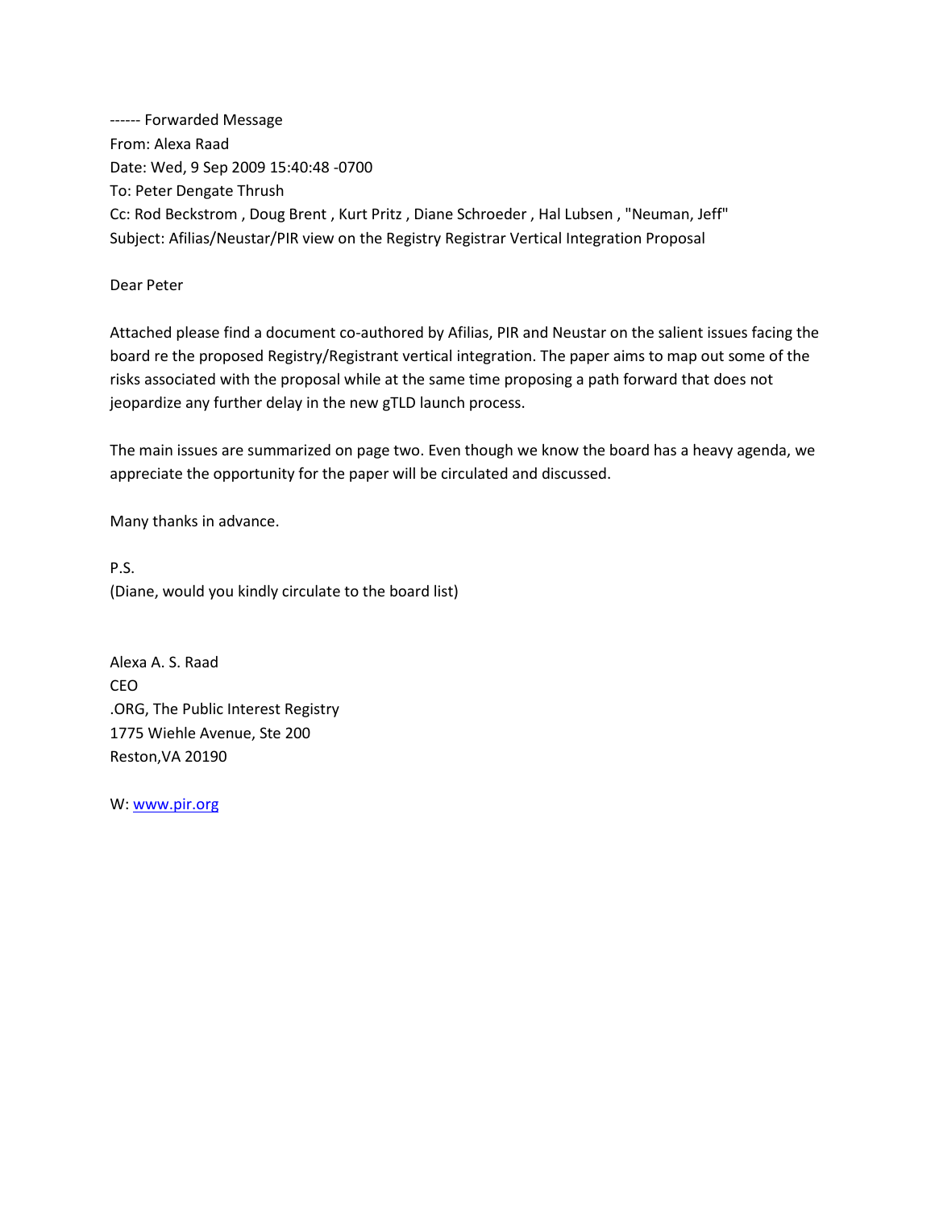------ Forwarded Message
From: Alexa Raad
Date: Wed, 9 Sep 2009 15:40:48 -0700
To: Peter Dengate Thrush
Cc: Rod Beckstrom , Doug Brent , Kurt Pritz , Diane Schroeder , Hal Lubsen , "Neuman, Jeff"
Subject: Afilias/Neustar/PIR view on the Registry Registrar Vertical Integration Proposal

Dear Peter

Attached please find a document co-authored by Afilias, PIR and Neustar on the salient issues facing the board re the proposed Registry/Registrant vertical integration. The paper aims to map out some of the risks associated with the proposal while at the same time proposing a path forward that does not jeopardize any further delay in the new gTLD launch process.

The main issues are summarized on page two. Even though we know the board has a heavy agenda, we appreciate the opportunity for the paper will be circulated and discussed.

Many thanks in advance.

P.S.
(Diane, would you kindly circulate to the board list)

Alexa A. S. Raad
CEO
.ORG, The Public Interest Registry
1775 Wiehle Avenue, Ste 200
Reston,VA 20190

W: [www.pir.org](http://www.pir.org)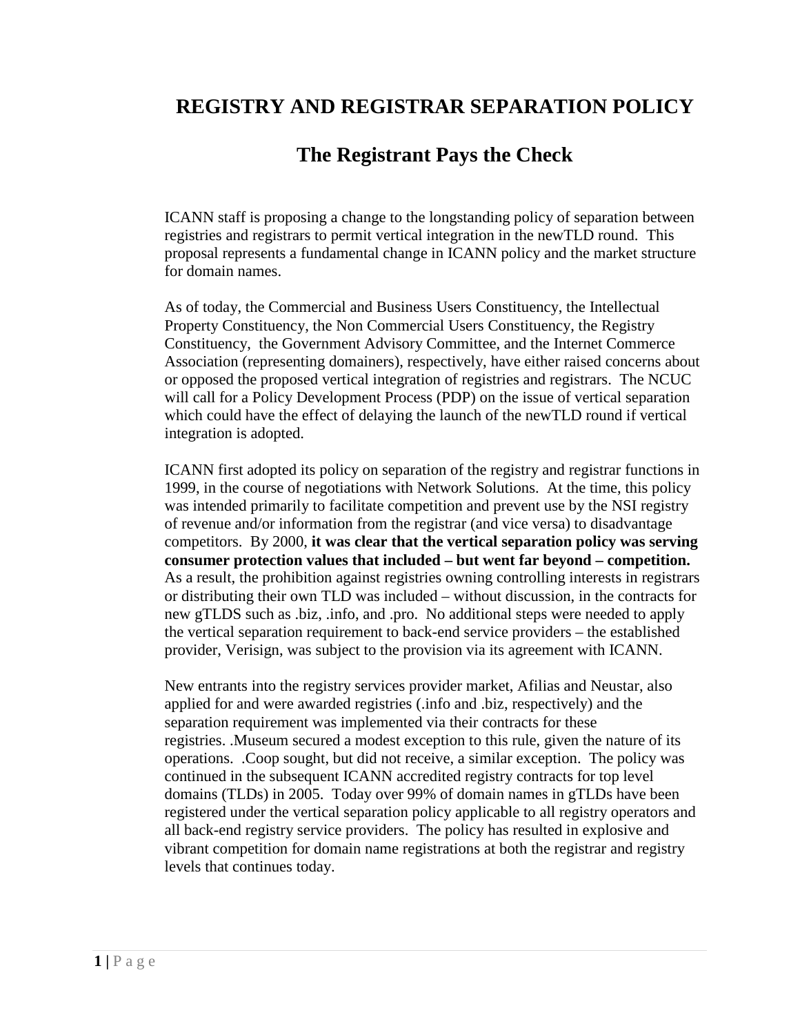# REGISTRY AND REGISTRAR SEPARATION POLICY

## The Registrant Pays the Check

ICANN staff is proposing a change to the longstanding policy of separation between registries and registrars to permit vertical integration in the newTLD round. This proposal represents a fundamental change in ICANN policy and the market structure for domain names.

As of today, the Commercial and Business Users Constituency, the Intellectual Property Constituency, the Non Commercial Users Constituency, the Registry Constituency, the Government Advisory Committee, and the Internet Commerce Association (representing domainers), respectively, have either raised concerns about or opposed the proposed vertical integration of registries and registrars. The NCUC will call for a Policy Development Process (PDP) on the issue of vertical separation which could have the effect of delaying the launch of the newTLD round if vertical integration is adopted.

ICANN first adopted its policy on separation of the registry and registrar functions in 1999, in the course of negotiations with Network Solutions. At the time, this policy was intended primarily to facilitate competition and prevent use by the NSI registry of revenue and/or information from the registrar (and vice versa) to disadvantage competitors. By 2000, **it was clear that the vertical separation policy was serving consumer protection values that included – but went far beyond – competition.** As a result, the prohibition against registries owning controlling interests in registrars or distributing their own TLD was included – without discussion, in the contracts for new gTLDS such as .biz, .info, and .pro. No additional steps were needed to apply the vertical separation requirement to back-end service providers – the established provider, Verisign, was subject to the provision via its agreement with ICANN.

New entrants into the registry services provider market, Afilias and Neustar, also applied for and were awarded registries (.info and .biz, respectively) and the separation requirement was implemented via their contracts for these registries. .Museum secured a modest exception to this rule, given the nature of its operations. .Coop sought, but did not receive, a similar exception. The policy was continued in the subsequent ICANN accredited registry contracts for top level domains (TLDs) in 2005. Today over 99% of domain names in gTLDs have been registered under the vertical separation policy applicable to all registry operators and all back-end registry service providers. The policy has resulted in explosive and vibrant competition for domain name registrations at both the registrar and registry levels that continues today.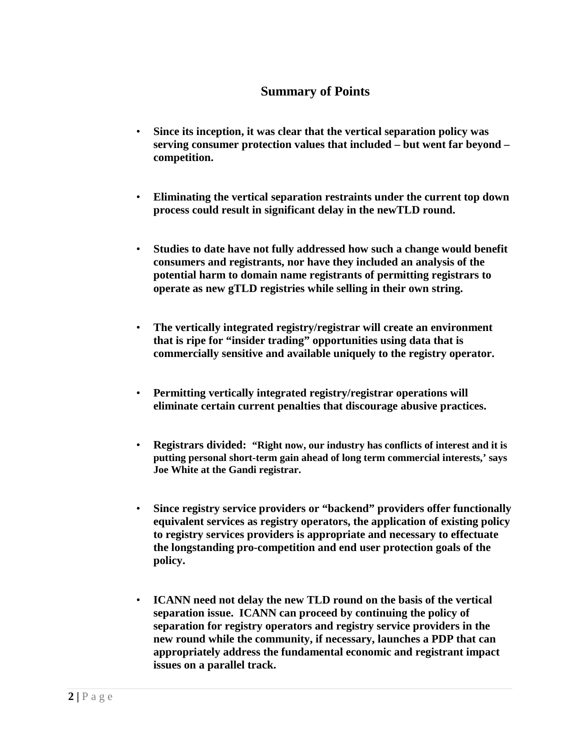## Summary of Points

- **Since its inception, it was clear that the vertical separation policy was serving consumer protection values that included – but went far beyond – competition.**

- **Eliminating the vertical separation restraints under the current top down process could result in significant delay in the newTLD round.**

- **Studies to date have not fully addressed how such a change would benefit consumers and registrants, nor have they included an analysis of the potential harm to domain name registrants of permitting registrars to operate as new gTLD registries while selling in their own string.**

- **The vertically integrated registry/registrar will create an environment that is ripe for "insider trading" opportunities using data that is commercially sensitive and available uniquely to the registry operator.**

- **Permitting vertically integrated registry/registrar operations will eliminate certain current penalties that discourage abusive practices.**

- **Registrars divided: "Right now, our industry has conflicts of interest and it is putting personal short-term gain ahead of long term commercial interests,' says Joe White at the Gandi registrar.**

- **Since registry service providers or "backend" providers offer functionally equivalent services as registry operators, the application of existing policy to registry services providers is appropriate and necessary to effectuate the longstanding pro-competition and end user protection goals of the policy.**

- **ICANN need not delay the new TLD round on the basis of the vertical separation issue. ICANN can proceed by continuing the policy of separation for registry operators and registry service providers in the new round while the community, if necessary, launches a PDP that can appropriately address the fundamental economic and registrant impact issues on a parallel track.**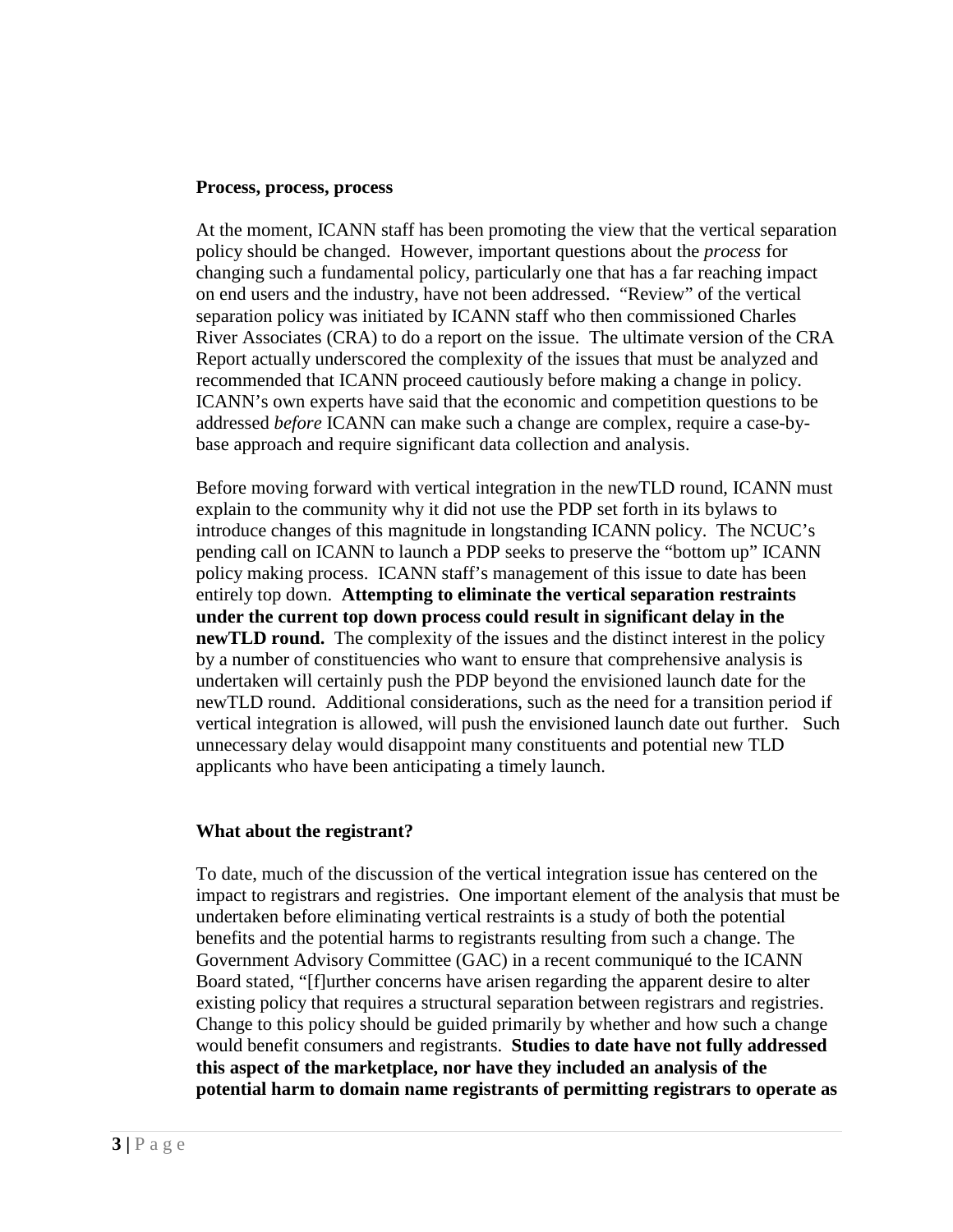**Process, process, process**

At the moment, ICANN staff has been promoting the view that the vertical separation policy should be changed. However, important questions about the *process* for changing such a fundamental policy, particularly one that has a far reaching impact on end users and the industry, have not been addressed. "Review" of the vertical separation policy was initiated by ICANN staff who then commissioned Charles River Associates (CRA) to do a report on the issue. The ultimate version of the CRA Report actually underscored the complexity of the issues that must be analyzed and recommended that ICANN proceed cautiously before making a change in policy. ICANN's own experts have said that the economic and competition questions to be addressed *before* ICANN can make such a change are complex, require a case-by-base approach and require significant data collection and analysis.

Before moving forward with vertical integration in the newTLD round, ICANN must explain to the community why it did not use the PDP set forth in its bylaws to introduce changes of this magnitude in longstanding ICANN policy. The NCUC's pending call on ICANN to launch a PDP seeks to preserve the "bottom up" ICANN policy making process. ICANN staff's management of this issue to date has been entirely top down. **Attempting to eliminate the vertical separation restraints under the current top down process could result in significant delay in the newTLD round.** The complexity of the issues and the distinct interest in the policy by a number of constituencies who want to ensure that comprehensive analysis is undertaken will certainly push the PDP beyond the envisioned launch date for the newTLD round. Additional considerations, such as the need for a transition period if vertical integration is allowed, will push the envisioned launch date out further. Such unnecessary delay would disappoint many constituents and potential new TLD applicants who have been anticipating a timely launch.

**What about the registrant?**

To date, much of the discussion of the vertical integration issue has centered on the impact to registrars and registries. One important element of the analysis that must be undertaken before eliminating vertical restraints is a study of both the potential benefits and the potential harms to registrants resulting from such a change. The Government Advisory Committee (GAC) in a recent communiqué to the ICANN Board stated, "[f]urther concerns have arisen regarding the apparent desire to alter existing policy that requires a structural separation between registrars and registries. Change to this policy should be guided primarily by whether and how such a change would benefit consumers and registrants. **Studies to date have not fully addressed this aspect of the marketplace, nor have they included an analysis of the potential harm to domain name registrants of permitting registrars to operate as**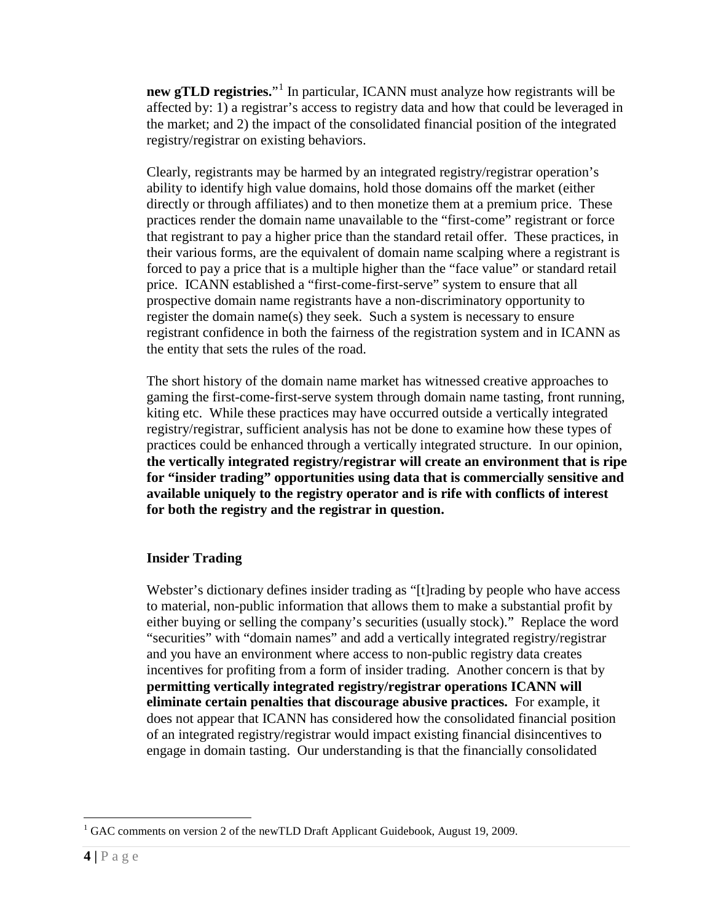**new gTLD registries.**"[1] In particular, ICANN must analyze how registrants will be affected by: 1) a registrar's access to registry data and how that could be leveraged in the market; and 2) the impact of the consolidated financial position of the integrated registry/registrar on existing behaviors.

Clearly, registrants may be harmed by an integrated registry/registrar operation's ability to identify high value domains, hold those domains off the market (either directly or through affiliates) and to then monetize them at a premium price. These practices render the domain name unavailable to the "first-come" registrant or force that registrant to pay a higher price than the standard retail offer. These practices, in their various forms, are the equivalent of domain name scalping where a registrant is forced to pay a price that is a multiple higher than the "face value" or standard retail price. ICANN established a "first-come-first-serve" system to ensure that all prospective domain name registrants have a non-discriminatory opportunity to register the domain name(s) they seek. Such a system is necessary to ensure registrant confidence in both the fairness of the registration system and in ICANN as the entity that sets the rules of the road.

The short history of the domain name market has witnessed creative approaches to gaming the first-come-first-serve system through domain name tasting, front running, kiting etc. While these practices may have occurred outside a vertically integrated registry/registrar, sufficient analysis has not be done to examine how these types of practices could be enhanced through a vertically integrated structure. In our opinion, **the vertically integrated registry/registrar will create an environment that is ripe for "insider trading" opportunities using data that is commercially sensitive and available uniquely to the registry operator and is rife with conflicts of interest for both the registry and the registrar in question.**

## Insider Trading

Webster's dictionary defines insider trading as "[t]rading by people who have access to material, non-public information that allows them to make a substantial profit by either buying or selling the company's securities (usually stock)." Replace the word "securities" with "domain names" and add a vertically integrated registry/registrar and you have an environment where access to non-public registry data creates incentives for profiting from a form of insider trading. Another concern is that by **permitting vertically integrated registry/registrar operations ICANN will eliminate certain penalties that discourage abusive practices.** For example, it does not appear that ICANN has considered how the consolidated financial position of an integrated registry/registrar would impact existing financial disincentives to engage in domain tasting. Our understanding is that the financially consolidated

---

[1] GAC comments on version 2 of the newTLD Draft Applicant Guidebook, August 19, 2009.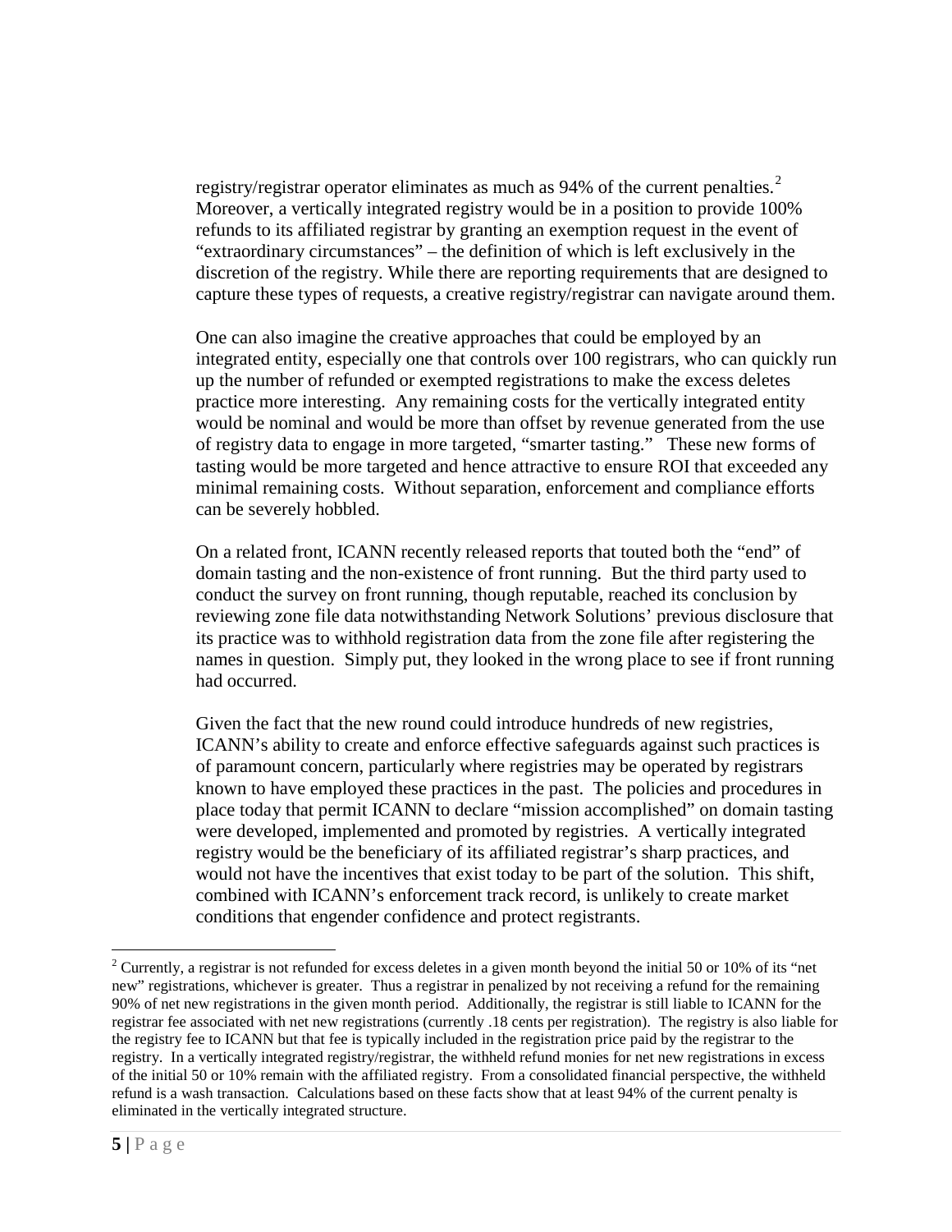registry/registrar operator eliminates as much as 94% of the current penalties.[2] Moreover, a vertically integrated registry would be in a position to provide 100% refunds to its affiliated registrar by granting an exemption request in the event of "extraordinary circumstances" – the definition of which is left exclusively in the discretion of the registry. While there are reporting requirements that are designed to capture these types of requests, a creative registry/registrar can navigate around them.

One can also imagine the creative approaches that could be employed by an integrated entity, especially one that controls over 100 registrars, who can quickly run up the number of refunded or exempted registrations to make the excess deletes practice more interesting. Any remaining costs for the vertically integrated entity would be nominal and would be more than offset by revenue generated from the use of registry data to engage in more targeted, "smarter tasting." These new forms of tasting would be more targeted and hence attractive to ensure ROI that exceeded any minimal remaining costs. Without separation, enforcement and compliance efforts can be severely hobbled.

On a related front, ICANN recently released reports that touted both the "end" of domain tasting and the non-existence of front running. But the third party used to conduct the survey on front running, though reputable, reached its conclusion by reviewing zone file data notwithstanding Network Solutions' previous disclosure that its practice was to withhold registration data from the zone file after registering the names in question. Simply put, they looked in the wrong place to see if front running had occurred.

Given the fact that the new round could introduce hundreds of new registries, ICANN's ability to create and enforce effective safeguards against such practices is of paramount concern, particularly where registries may be operated by registrars known to have employed these practices in the past. The policies and procedures in place today that permit ICANN to declare "mission accomplished" on domain tasting were developed, implemented and promoted by registries. A vertically integrated registry would be the beneficiary of its affiliated registrar's sharp practices, and would not have the incentives that exist today to be part of the solution. This shift, combined with ICANN's enforcement track record, is unlikely to create market conditions that engender confidence and protect registrants.

---

[2] Currently, a registrar is not refunded for excess deletes in a given month beyond the initial 50 or 10% of its "net new" registrations, whichever is greater. Thus a registrar in penalized by not receiving a refund for the remaining 90% of net new registrations in the given month period. Additionally, the registrar is still liable to ICANN for the registrar fee associated with net new registrations (currently .18 cents per registration). The registry is also liable for the registry fee to ICANN but that fee is typically included in the registration price paid by the registrar to the registry. In a vertically integrated registry/registrar, the withheld refund monies for net new registrations in excess of the initial 50 or 10% remain with the affiliated registry. From a consolidated financial perspective, the withheld refund is a wash transaction. Calculations based on these facts show that at least 94% of the current penalty is eliminated in the vertically integrated structure.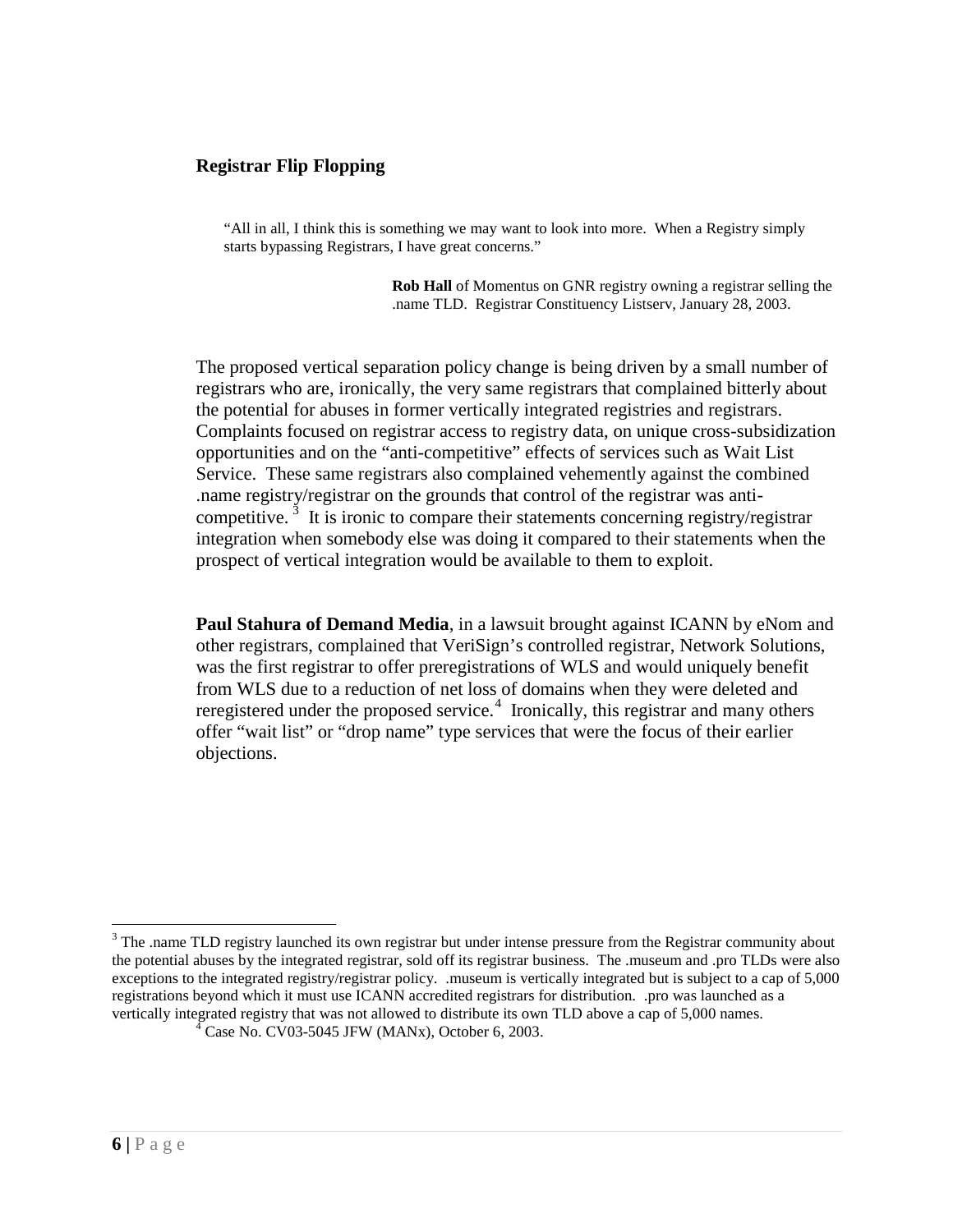## Registrar Flip Flopping

> "All in all, I think this is something we may want to look into more. When a Registry simply starts bypassing Registrars, I have great concerns."
>
> **Rob Hall** of Momentus on GNR registry owning a registrar selling the .name TLD. Registrar Constituency Listserv, January 28, 2003.

The proposed vertical separation policy change is being driven by a small number of registrars who are, ironically, the very same registrars that complained bitterly about the potential for abuses in former vertically integrated registries and registrars. Complaints focused on registrar access to registry data, on unique cross-subsidization opportunities and on the "anti-competitive" effects of services such as Wait List Service. These same registrars also complained vehemently against the combined .name registry/registrar on the grounds that control of the registrar was anti-competitive.[3] It is ironic to compare their statements concerning registry/registrar integration when somebody else was doing it compared to their statements when the prospect of vertical integration would be available to them to exploit.

**Paul Stahura of Demand Media**, in a lawsuit brought against ICANN by eNom and other registrars, complained that VeriSign's controlled registrar, Network Solutions, was the first registrar to offer preregistrations of WLS and would uniquely benefit from WLS due to a reduction of net loss of domains when they were deleted and reregistered under the proposed service.[4] Ironically, this registrar and many others offer "wait list" or "drop name" type services that were the focus of their earlier objections.

---

[3] The .name TLD registry launched its own registrar but under intense pressure from the Registrar community about the potential abuses by the integrated registrar, sold off its registrar business. The .museum and .pro TLDs were also exceptions to the integrated registry/registrar policy. .museum is vertically integrated but is subject to a cap of 5,000 registrations beyond which it must use ICANN accredited registrars for distribution. .pro was launched as a vertically integrated registry that was not allowed to distribute its own TLD above a cap of 5,000 names.

[4] Case No. CV03-5045 JFW (MANx), October 6, 2003.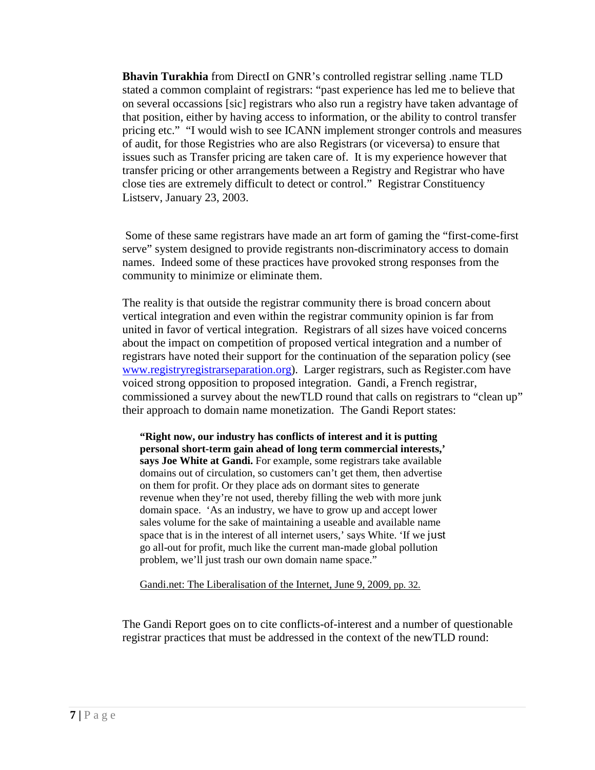**Bhavin Turakhia** from DirectI on GNR's controlled registrar selling .name TLD stated a common complaint of registrars: "past experience has led me to believe that on several occassions [sic] registrars who also run a registry have taken advantage of that position, either by having access to information, or the ability to control transfer pricing etc." "I would wish to see ICANN implement stronger controls and measures of audit, for those Registries who are also Registrars (or viceversa) to ensure that issues such as Transfer pricing are taken care of. It is my experience however that transfer pricing or other arrangements between a Registry and Registrar who have close ties are extremely difficult to detect or control." Registrar Constituency Listserv, January 23, 2003.

Some of these same registrars have made an art form of gaming the "first-come-first serve" system designed to provide registrants non-discriminatory access to domain names. Indeed some of these practices have provoked strong responses from the community to minimize or eliminate them.

The reality is that outside the registrar community there is broad concern about vertical integration and even within the registrar community opinion is far from united in favor of vertical integration. Registrars of all sizes have voiced concerns about the impact on competition of proposed vertical integration and a number of registrars have noted their support for the continuation of the separation policy (see [www.registryregistrarseparation.org](http://www.registryregistrarseparation.org)). Larger registrars, such as Register.com have voiced strong opposition to proposed integration. Gandi, a French registrar, commissioned a survey about the newTLD round that calls on registrars to "clean up" their approach to domain name monetization. The Gandi Report states:

> **"Right now, our industry has conflicts of interest and it is putting personal short-term gain ahead of long term commercial interests,' says Joe White at Gandi.** For example, some registrars take available domains out of circulation, so customers can't get them, then advertise on them for profit. Or they place ads on dormant sites to generate revenue when they're not used, thereby filling the web with more junk domain space. 'As an industry, we have to grow up and accept lower sales volume for the sake of maintaining a useable and available name space that is in the interest of all internet users,' says White. 'If we just go all-out for profit, much like the current man-made global pollution problem, we'll just trash our own domain name space."
>
> Gandi.net: The Liberalisation of the Internet, June 9, 2009, pp. 32.

The Gandi Report goes on to cite conflicts-of-interest and a number of questionable registrar practices that must be addressed in the context of the newTLD round: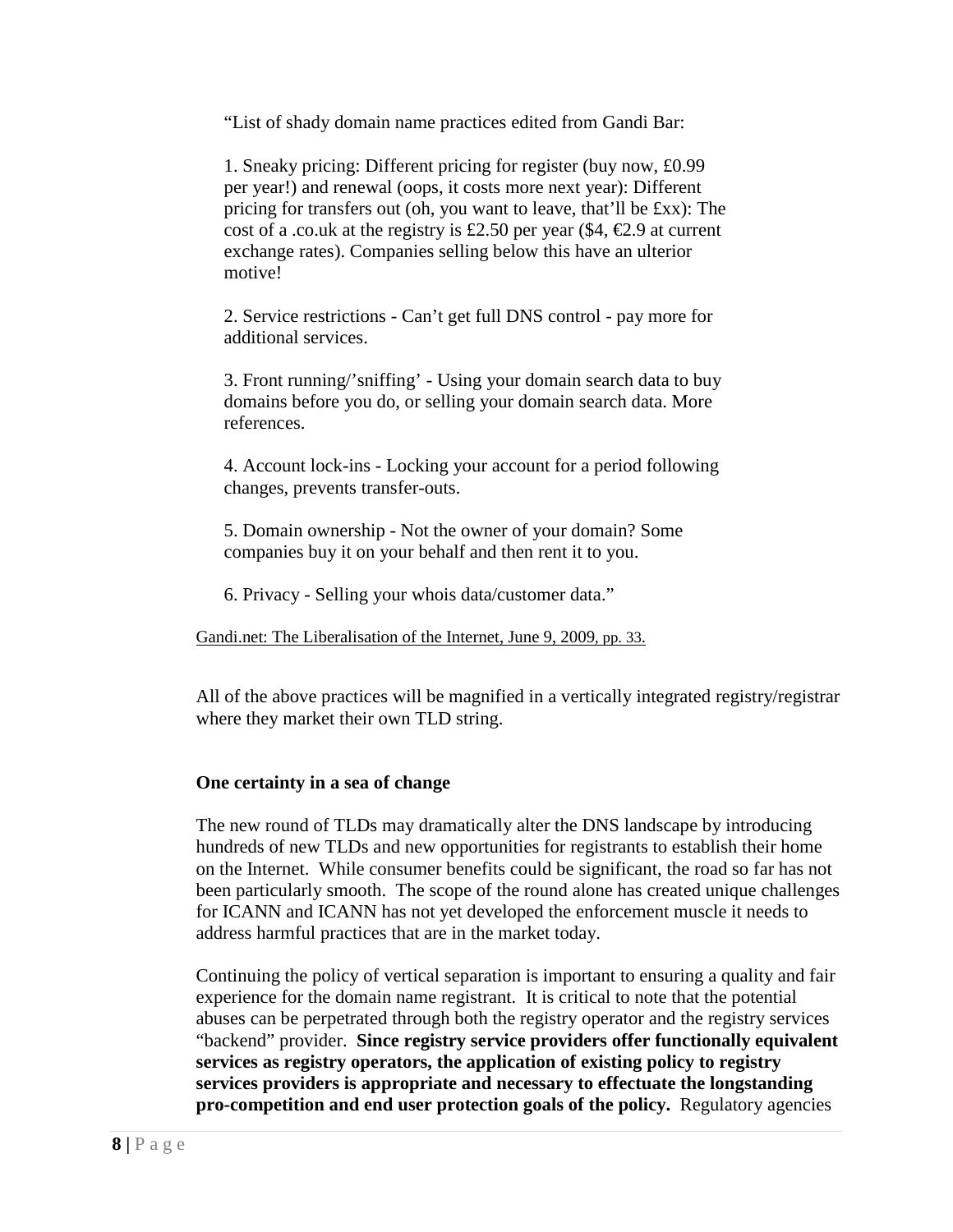"List of shady domain name practices edited from Gandi Bar:

1. Sneaky pricing: Different pricing for register (buy now, £0.99 per year!) and renewal (oops, it costs more next year): Different pricing for transfers out (oh, you want to leave, that'll be £xx): The cost of a .co.uk at the registry is £2.50 per year ($4, €2.9 at current exchange rates). Companies selling below this have an ulterior motive!

2. Service restrictions - Can't get full DNS control - pay more for additional services.

3. Front running/'sniffing' - Using your domain search data to buy domains before you do, or selling your domain search data. More references.

4. Account lock-ins - Locking your account for a period following changes, prevents transfer-outs.

5. Domain ownership - Not the owner of your domain? Some companies buy it on your behalf and then rent it to you.

6. Privacy - Selling your whois data/customer data."

Gandi.net: The Liberalisation of the Internet, June 9, 2009, pp. 33.

All of the above practices will be magnified in a vertically integrated registry/registrar where they market their own TLD string.

**One certainty in a sea of change**

The new round of TLDs may dramatically alter the DNS landscape by introducing hundreds of new TLDs and new opportunities for registrants to establish their home on the Internet. While consumer benefits could be significant, the road so far has not been particularly smooth. The scope of the round alone has created unique challenges for ICANN and ICANN has not yet developed the enforcement muscle it needs to address harmful practices that are in the market today.

Continuing the policy of vertical separation is important to ensuring a quality and fair experience for the domain name registrant. It is critical to note that the potential abuses can be perpetrated through both the registry operator and the registry services "backend" provider. **Since registry service providers offer functionally equivalent services as registry operators, the application of existing policy to registry services providers is appropriate and necessary to effectuate the longstanding pro-competition and end user protection goals of the policy.** Regulatory agencies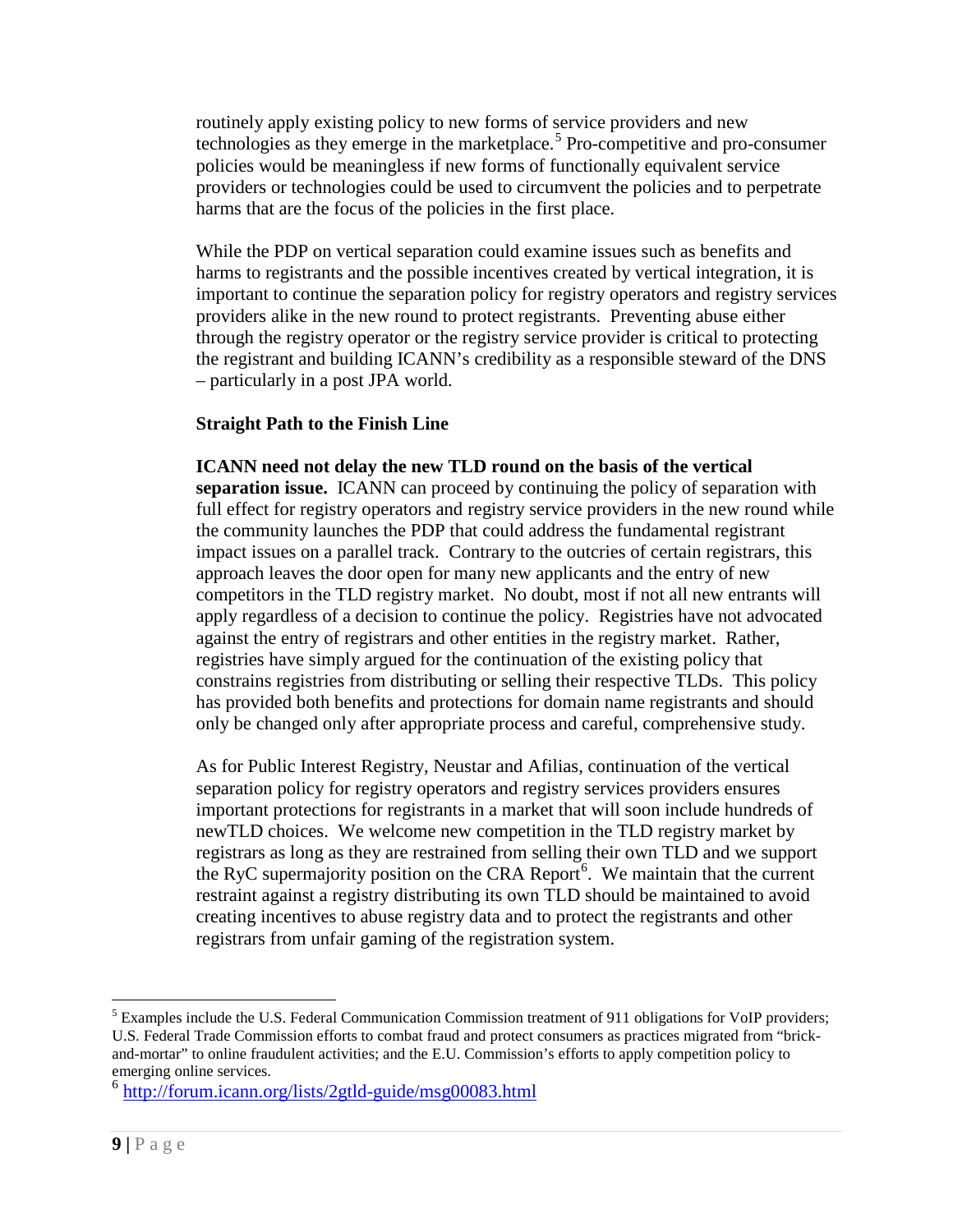routinely apply existing policy to new forms of service providers and new technologies as they emerge in the marketplace.[5] Pro-competitive and pro-consumer policies would be meaningless if new forms of functionally equivalent service providers or technologies could be used to circumvent the policies and to perpetrate harms that are the focus of the policies in the first place.

While the PDP on vertical separation could examine issues such as benefits and harms to registrants and the possible incentives created by vertical integration, it is important to continue the separation policy for registry operators and registry services providers alike in the new round to protect registrants. Preventing abuse either through the registry operator or the registry service provider is critical to protecting the registrant and building ICANN's credibility as a responsible steward of the DNS – particularly in a post JPA world.

**Straight Path to the Finish Line**

**ICANN need not delay the new TLD round on the basis of the vertical separation issue.** ICANN can proceed by continuing the policy of separation with full effect for registry operators and registry service providers in the new round while the community launches the PDP that could address the fundamental registrant impact issues on a parallel track. Contrary to the outcries of certain registrars, this approach leaves the door open for many new applicants and the entry of new competitors in the TLD registry market. No doubt, most if not all new entrants will apply regardless of a decision to continue the policy. Registries have not advocated against the entry of registrars and other entities in the registry market. Rather, registries have simply argued for the continuation of the existing policy that constrains registries from distributing or selling their respective TLDs. This policy has provided both benefits and protections for domain name registrants and should only be changed only after appropriate process and careful, comprehensive study.

As for Public Interest Registry, Neustar and Afilias, continuation of the vertical separation policy for registry operators and registry services providers ensures important protections for registrants in a market that will soon include hundreds of newTLD choices. We welcome new competition in the TLD registry market by registrars as long as they are restrained from selling their own TLD and we support the RyC supermajority position on the CRA Report[6]. We maintain that the current restraint against a registry distributing its own TLD should be maintained to avoid creating incentives to abuse registry data and to protect the registrants and other registrars from unfair gaming of the registration system.

---

[5] Examples include the U.S. Federal Communication Commission treatment of 911 obligations for VoIP providers; U.S. Federal Trade Commission efforts to combat fraud and protect consumers as practices migrated from "brick-and-mortar" to online fraudulent activities; and the E.U. Commission's efforts to apply competition policy to emerging online services.

[6] http://forum.icann.org/lists/2gtld-guide/msg00083.html